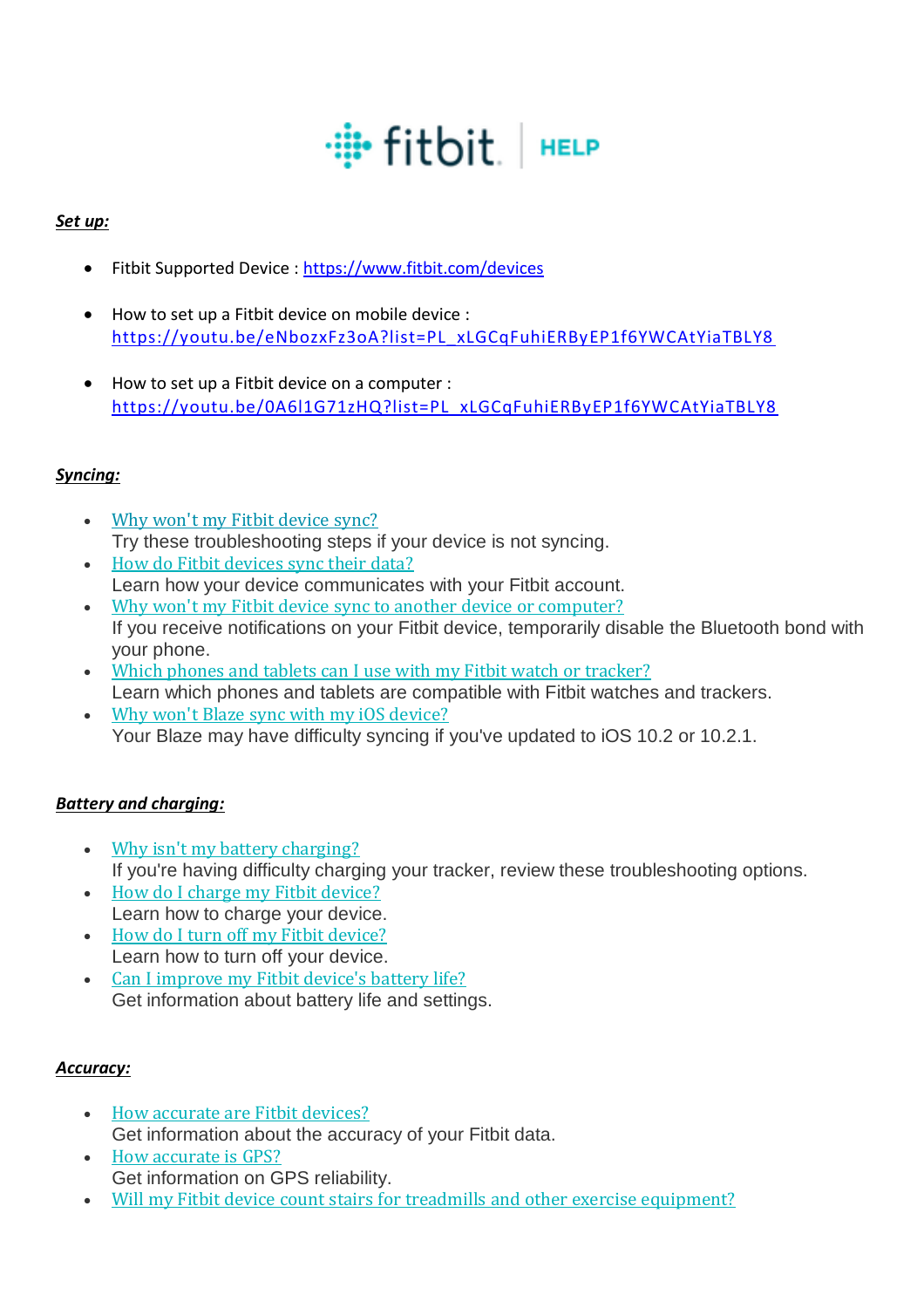fitbit | HELP

***Set up:***

- Fitbit Supported Device : https://www.fitbit.com/devices
- How to set up a Fitbit device on mobile device : https://youtu.be/eNbozxFz3oA?list=PL_xLGCqFuhiERByEP1f6YWCAtYiaTBLY8
- How to set up a Fitbit device on a computer : https://youtu.be/0A6l1G71zHQ?list=PL_xLGCqFuhiERByEP1f6YWCAtYiaTBLY8

***Syncing:***

- Why won't my Fitbit device sync?
  Try these troubleshooting steps if your device is not syncing.
- How do Fitbit devices sync their data?
  Learn how your device communicates with your Fitbit account.
- Why won't my Fitbit device sync to another device or computer?
  If you receive notifications on your Fitbit device, temporarily disable the Bluetooth bond with your phone.
- Which phones and tablets can I use with my Fitbit watch or tracker?
  Learn which phones and tablets are compatible with Fitbit watches and trackers.
- Why won't Blaze sync with my iOS device?
  Your Blaze may have difficulty syncing if you've updated to iOS 10.2 or 10.2.1.

***Battery and charging:***

- Why isn't my battery charging?
  If you're having difficulty charging your tracker, review these troubleshooting options.
- How do I charge my Fitbit device?
  Learn how to charge your device.
- How do I turn off my Fitbit device?
  Learn how to turn off your device.
- Can I improve my Fitbit device's battery life?
  Get information about battery life and settings.

***Accuracy:***

- How accurate are Fitbit devices?
  Get information about the accuracy of your Fitbit data.
- How accurate is GPS?
  Get information on GPS reliability.
- Will my Fitbit device count stairs for treadmills and other exercise equipment?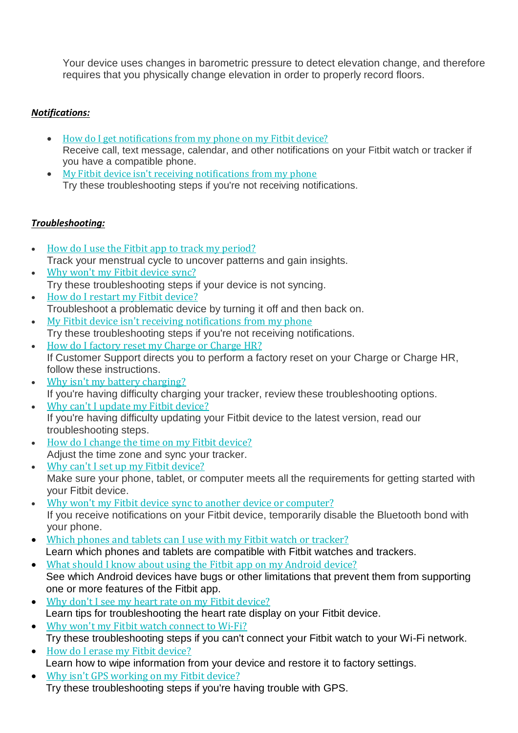Your device uses changes in barometric pressure to detect elevation change, and therefore requires that you physically change elevation in order to properly record floors.

***Notifications:***

- How do I get notifications from my phone on my Fitbit device?
  Receive call, text message, calendar, and other notifications on your Fitbit watch or tracker if you have a compatible phone.
- My Fitbit device isn't receiving notifications from my phone
  Try these troubleshooting steps if you're not receiving notifications.

***Troubleshooting:***

- How do I use the Fitbit app to track my period?
  Track your menstrual cycle to uncover patterns and gain insights.
- Why won't my Fitbit device sync?
  Try these troubleshooting steps if your device is not syncing.
- How do I restart my Fitbit device?
  Troubleshoot a problematic device by turning it off and then back on.
- My Fitbit device isn't receiving notifications from my phone
  Try these troubleshooting steps if you're not receiving notifications.
- How do I factory reset my Charge or Charge HR?
  If Customer Support directs you to perform a factory reset on your Charge or Charge HR, follow these instructions.
- Why isn't my battery charging?
  If you're having difficulty charging your tracker, review these troubleshooting options.
- Why can't I update my Fitbit device?
  If you're having difficulty updating your Fitbit device to the latest version, read our troubleshooting steps.
- How do I change the time on my Fitbit device?
  Adjust the time zone and sync your tracker.
- Why can't I set up my Fitbit device?
  Make sure your phone, tablet, or computer meets all the requirements for getting started with your Fitbit device.
- Why won't my Fitbit device sync to another device or computer?
  If you receive notifications on your Fitbit device, temporarily disable the Bluetooth bond with your phone.
- Which phones and tablets can I use with my Fitbit watch or tracker?
  Learn which phones and tablets are compatible with Fitbit watches and trackers.
- What should I know about using the Fitbit app on my Android device?
  See which Android devices have bugs or other limitations that prevent them from supporting one or more features of the Fitbit app.
- Why don't I see my heart rate on my Fitbit device?
  Learn tips for troubleshooting the heart rate display on your Fitbit device.
- Why won't my Fitbit watch connect to Wi-Fi?
  Try these troubleshooting steps if you can't connect your Fitbit watch to your Wi-Fi network.
- How do I erase my Fitbit device?
  Learn how to wipe information from your device and restore it to factory settings.
- Why isn't GPS working on my Fitbit device?
  Try these troubleshooting steps if you're having trouble with GPS.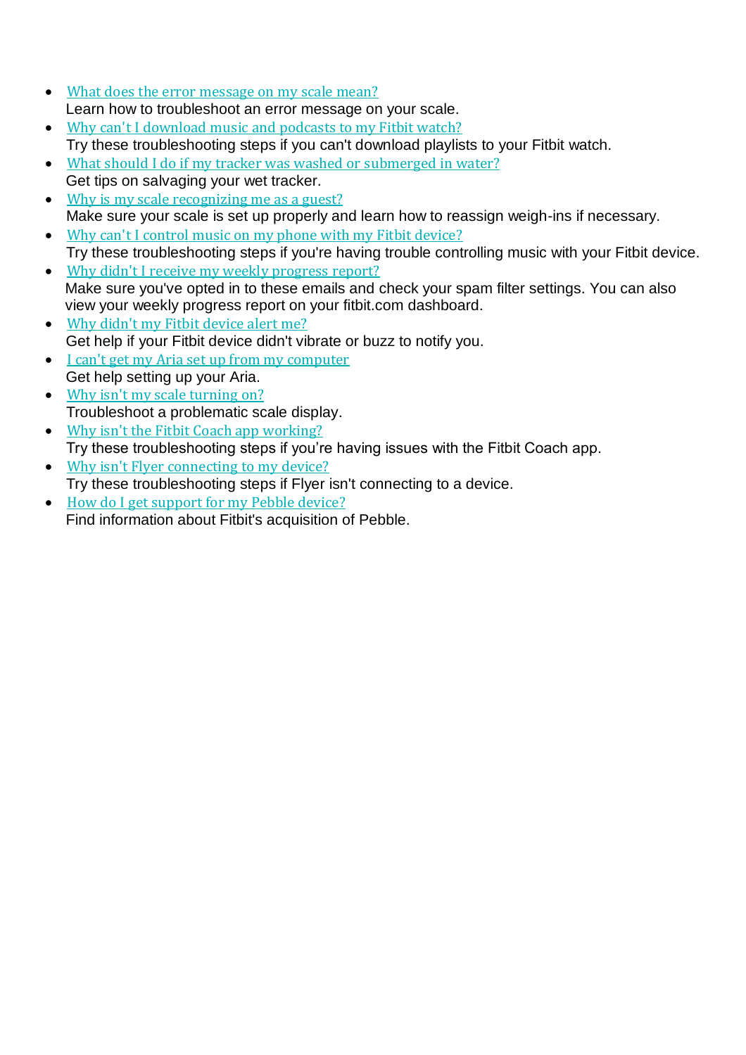- What does the error message on my scale mean?
  Learn how to troubleshoot an error message on your scale.
- Why can't I download music and podcasts to my Fitbit watch?
  Try these troubleshooting steps if you can't download playlists to your Fitbit watch.
- What should I do if my tracker was washed or submerged in water?
  Get tips on salvaging your wet tracker.
- Why is my scale recognizing me as a guest?
  Make sure your scale is set up properly and learn how to reassign weigh-ins if necessary.
- Why can't I control music on my phone with my Fitbit device?
  Try these troubleshooting steps if you're having trouble controlling music with your Fitbit device.
- Why didn't I receive my weekly progress report?
  Make sure you've opted in to these emails and check your spam filter settings. You can also view your weekly progress report on your fitbit.com dashboard.
- Why didn't my Fitbit device alert me?
  Get help if your Fitbit device didn't vibrate or buzz to notify you.
- I can't get my Aria set up from my computer
  Get help setting up your Aria.
- Why isn't my scale turning on?
  Troubleshoot a problematic scale display.
- Why isn't the Fitbit Coach app working?
  Try these troubleshooting steps if you're having issues with the Fitbit Coach app.
- Why isn't Flyer connecting to my device?
  Try these troubleshooting steps if Flyer isn't connecting to a device.
- How do I get support for my Pebble device?
  Find information about Fitbit's acquisition of Pebble.